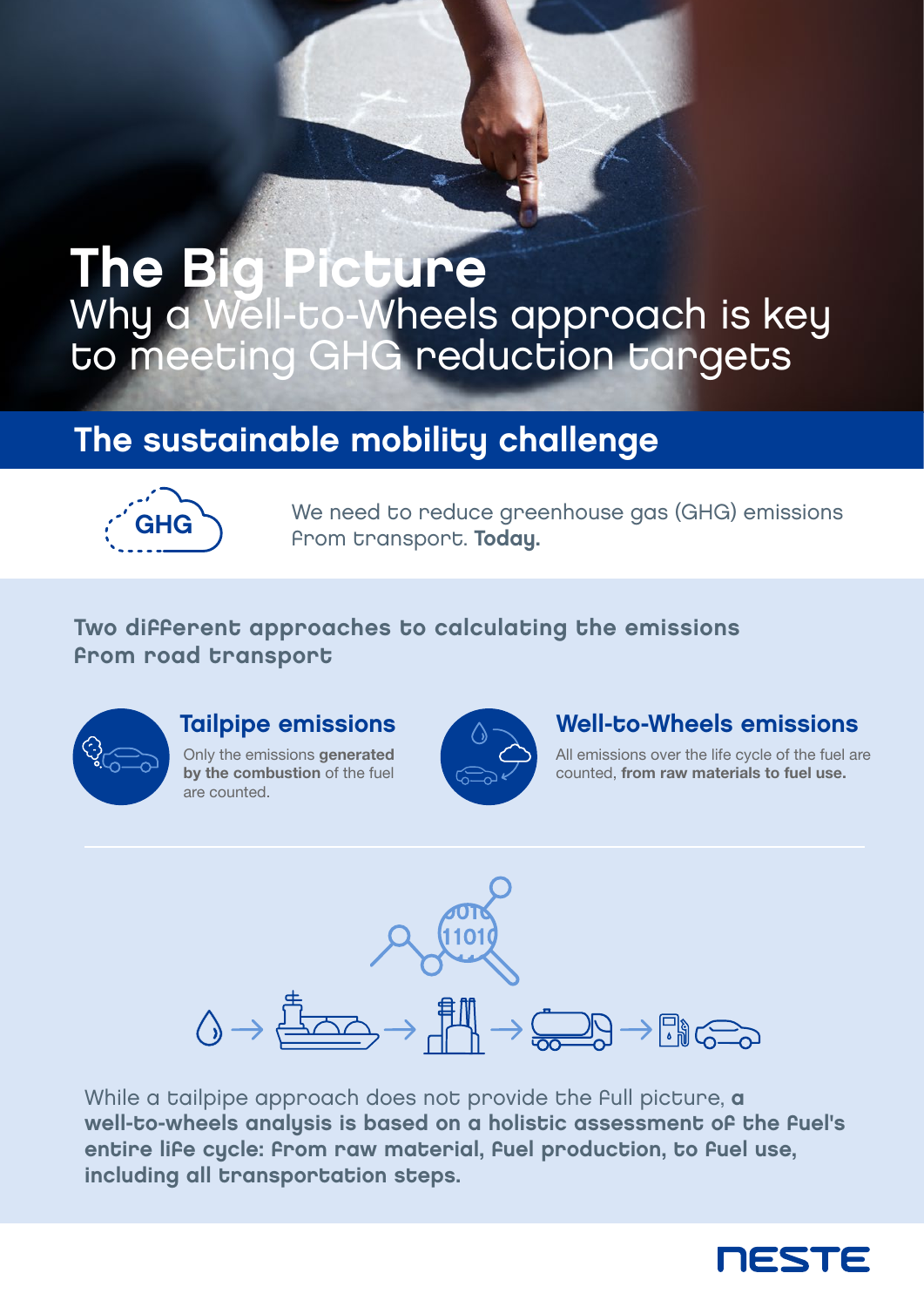# The Big Picture

Why a Well-to-Wheels approach is key to meeting GHG reduction targets

## The sustainable mobility challenge

GHG

We need to reduce greenhouse gas (GHG) emissions from transport. **Today.**

### Two different approaches to calculating the emissions from road transport

#### Tailpipe emissions

Only the emissions **generated by the combustion** of the fuel are counted.

#### Well-to-Wheels emissions

All emissions over the life cycle of the fuel are counted, **from raw materials to fuel use.**

While a tailpipe approach does not provide the full picture, **a well-to-wheels analysis is based on a holistic assessment of the fuel's entire life cycle: from raw material, fuel production, to fuel use, including all transportation steps.**

NESTE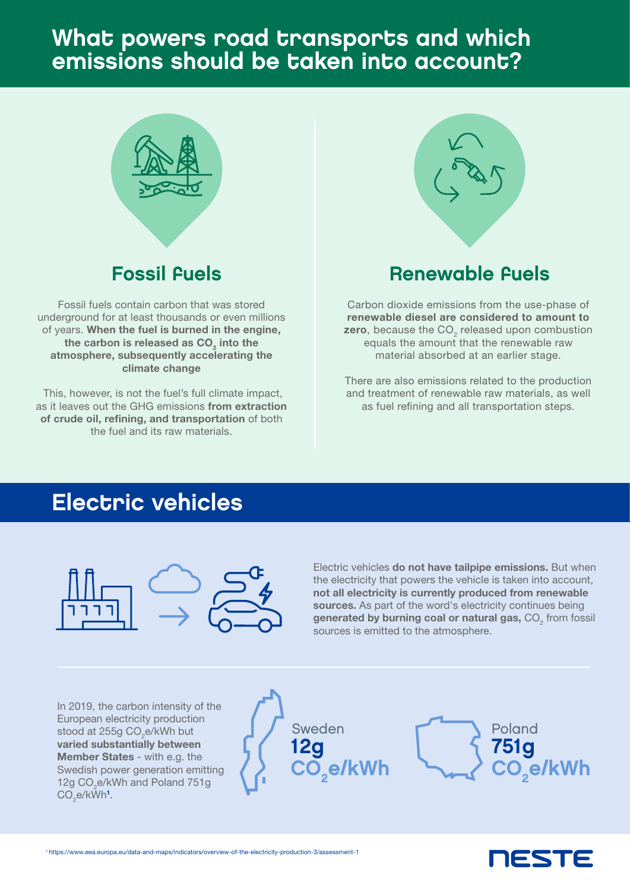# What powers road transports and which emissions should be taken into account?

## Fossil Fuels

Fossil fuels contain carbon that was stored underground for at least thousands or even millions of years. **When the fuel is burned in the engine, the carbon is released as $CO_2$ into the atmosphere, subsequently accelerating the climate change**

This, however, is not the fuel's full climate impact, as it leaves out the GHG emissions **from extraction of crude oil, refining, and transportation** of both the fuel and its raw materials.

## Renewable Fuels

Carbon dioxide emissions from the use-phase of **renewable diesel are considered to amount to zero**, because the $CO_2$ released upon combustion equals the amount that the renewable raw material absorbed at an earlier stage.

There are also emissions related to the production and treatment of renewable raw materials, as well as fuel refining and all transportation steps.

## Electric vehicles

Electric vehicles **do not have tailpipe emissions.** But when the electricity that powers the vehicle is taken into account, **not all electricity is currently produced from renewable sources.** As part of the word's electricity continues being **generated by burning coal or natural gas,** $CO_2$ from fossil sources is emitted to the atmosphere.

In 2019, the carbon intensity of the European electricity production stood at 255g $CO_2$e/kWh but **varied substantially between Member States** - with e.g. the Swedish power generation emitting 12g $CO_2$e/kWh and Poland 751g $CO_2$e/kWh[1].

Sweden **12g** $CO_2$**e/kWh**

Poland **751g** $CO_2$**e/kWh**

[1] https://www.eea.europa.eu/data-and-maps/indicators/overview-of-the-electricity-production-3/assessment-1

NESTE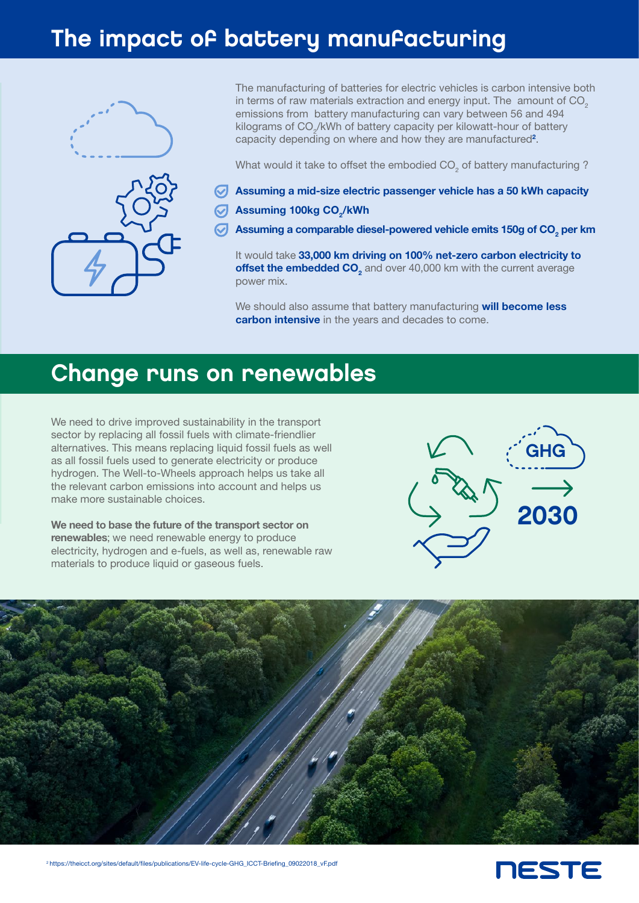# The impact of battery manufacturing

The manufacturing of batteries for electric vehicles is carbon intensive both in terms of raw materials extraction and energy input. The amount of $CO_2$ emissions from battery manufacturing can vary between 56 and 494 kilograms of $CO_2$/kWh of battery capacity per kilowatt-hour of battery capacity depending on where and how they are manufactured[2].

What would it take to offset the embodied $CO_2$ of battery manufacturing ?

- **Assuming a mid-size electric passenger vehicle has a 50 kWh capacity**
- **Assuming 100kg $CO_2$/kWh**
- **Assuming a comparable diesel-powered vehicle emits 150g of $CO_2$ per km**

It would take **33,000 km driving on 100% net-zero carbon electricity to offset the embedded $CO_2$** and over 40,000 km with the current average power mix.

We should also assume that battery manufacturing **will become less carbon intensive** in the years and decades to come.

# Change runs on renewables

We need to drive improved sustainability in the transport sector by replacing all fossil fuels with climate-friendlier alternatives. This means replacing liquid fossil fuels as well as all fossil fuels used to generate electricity or produce hydrogen. The Well-to-Wheels approach helps us take all the relevant carbon emissions into account and helps us make more sustainable choices.

**We need to base the future of the transport sector on renewables**; we need renewable energy to produce electricity, hydrogen and e-fuels, as well as, renewable raw materials to produce liquid or gaseous fuels.

GHG

2030

[2] https://theicct.org/sites/default/files/publications/EV-life-cycle-GHG_ICCT-Briefing_09022018_vF.pdf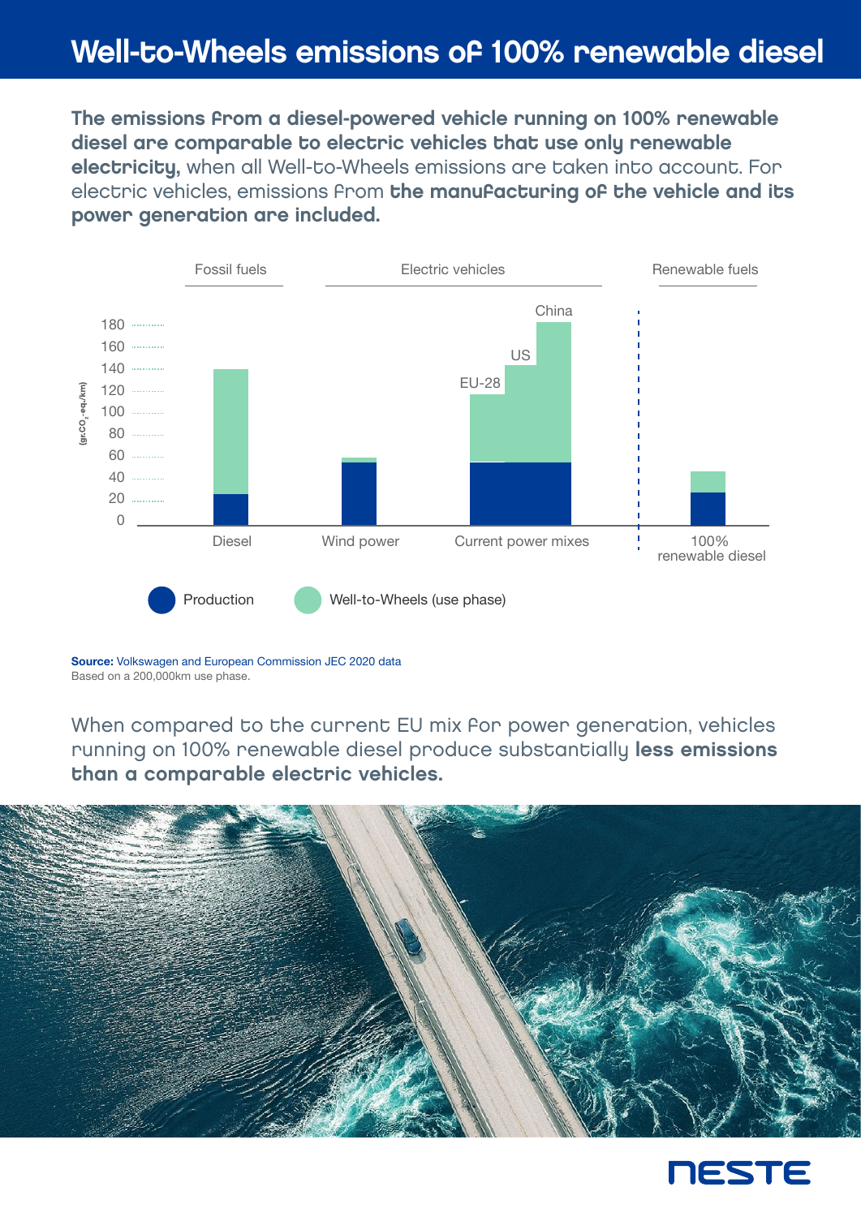# Well-to-Wheels emissions of 100% renewable diesel

**The emissions from a diesel-powered vehicle running on 100% renewable diesel are comparable to electric vehicles that use only renewable electricity,** when all Well-to-Wheels emissions are taken into account. For electric vehicles, emissions from **the manufacturing of the vehicle and its power generation are included.**

Fossil fuels | Electric vehicles | Renewable fuels

(gr.$CO_2$-eq./km)

180, 160, 140, 120, 100, 80, 60, 40, 20, 0

Diesel | Wind power | Current power mixes (EU-28, US, China) | 100% renewable diesel

Production | Well-to-Wheels (use phase)

**Source:** Volkswagen and European Commission JEC 2020 data
Based on a 200,000km use phase.

When compared to the current EU mix for power generation, vehicles running on 100% renewable diesel produce substantially **less emissions than a comparable electric vehicles.**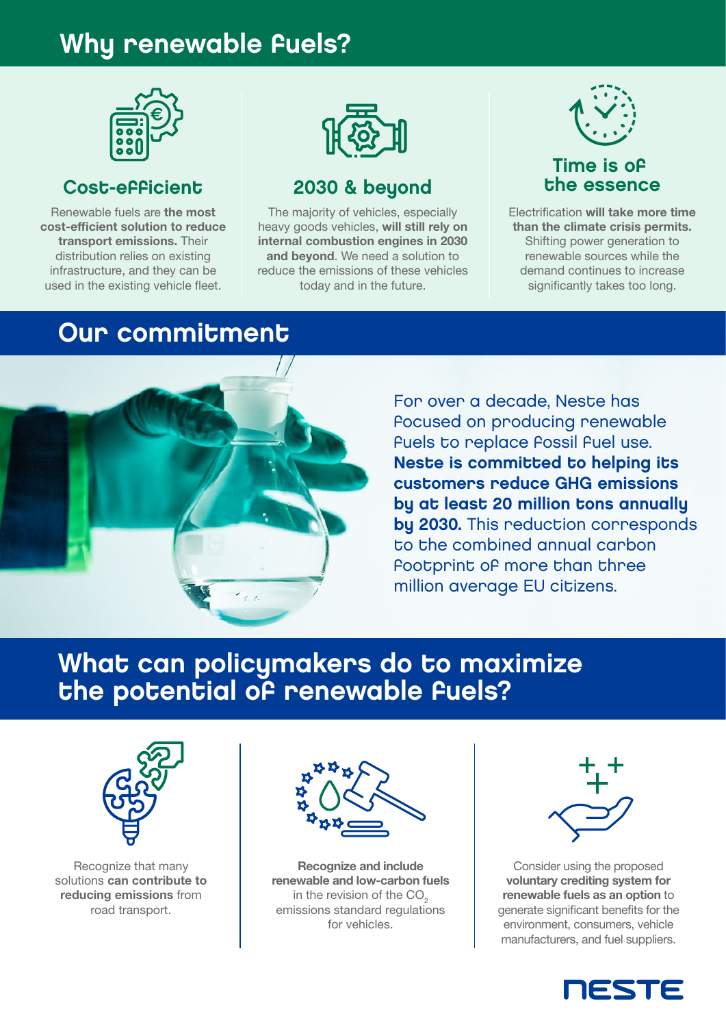# Why renewable fuels?

### Cost-efficient

Renewable fuels are **the most cost-efficient solution to reduce transport emissions.** Their distribution relies on existing infrastructure, and they can be used in the existing vehicle fleet.

### 2030 & beyond

The majority of vehicles, especially heavy goods vehicles, **will still rely on internal combustion engines in 2030 and beyond**. We need a solution to reduce the emissions of these vehicles today and in the future.

### Time is of the essence

Electrification **will take more time than the climate crisis permits.** Shifting power generation to renewable sources while the demand continues to increase significantly takes too long.

# Our commitment

For over a decade, Neste has focused on producing renewable fuels to replace fossil fuel use. **Neste is committed to helping its customers reduce GHG emissions by at least 20 million tons annually by 2030.** This reduction corresponds to the combined annual carbon footprint of more than three million average EU citizens.

# What can policymakers do to maximize the potential of renewable fuels?

Recognize that many solutions **can contribute to reducing emissions** from road transport.

**Recognize and include renewable and low-carbon fuels** in the revision of the $CO_2$ emissions standard regulations for vehicles.

Consider using the proposed **voluntary crediting system for renewable fuels as an option** to generate significant benefits for the environment, consumers, vehicle manufacturers, and fuel suppliers.

NESTE